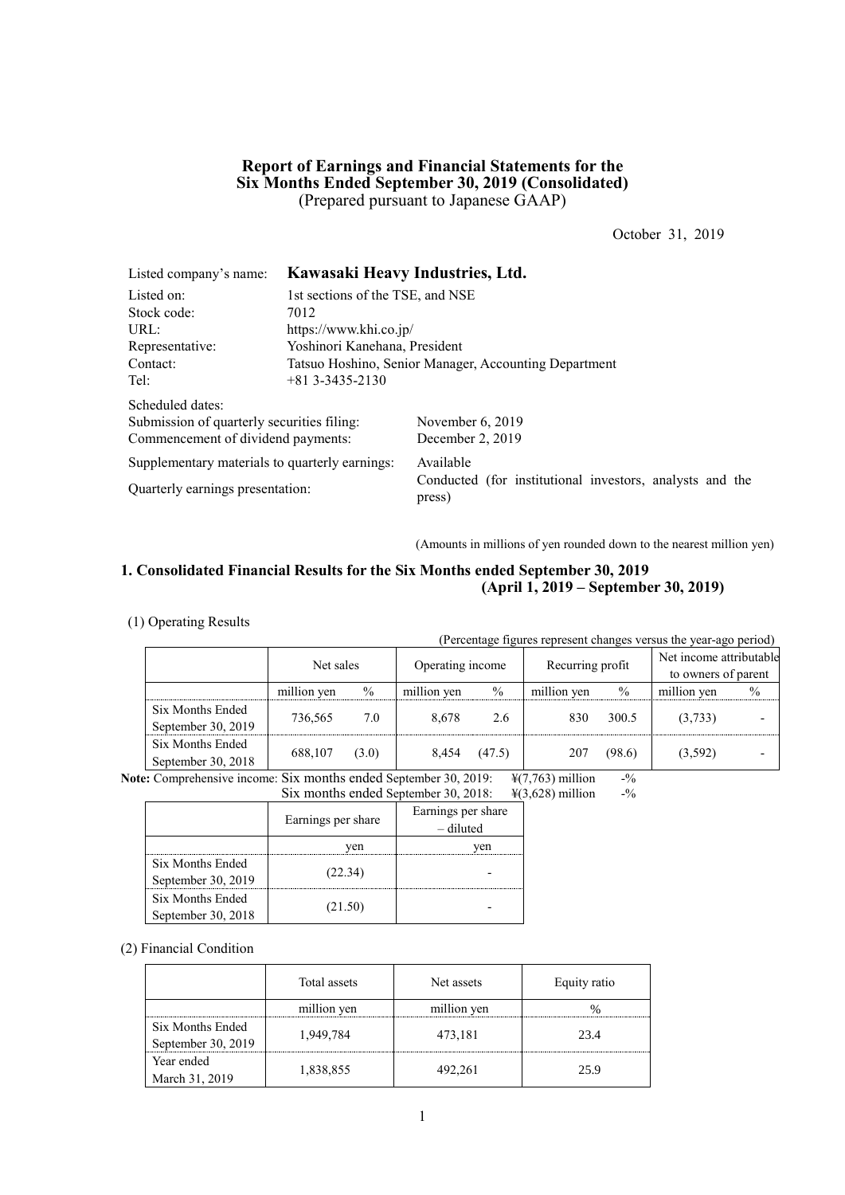# Report of Earnings and Financial Statements for the Six Months Ended September 30, 2019 (Consolidated)

(Prepared pursuant to Japanese GAAP)

October 31, 2019

| | |
|---|---|
| Listed company's name: | **Kawasaki Heavy Industries, Ltd.** |
| Listed on: | 1st sections of the TSE, and NSE |
| Stock code: | 7012 |
| URL: | https://www.khi.co.jp/ |
| Representative: | Yoshinori Kanehana, President |
| Contact: | Tatsuo Hoshino, Senior Manager, Accounting Department |
| Tel: | +81 3-3435-2130 |

Scheduled dates:

| | |
|---|---|
| Submission of quarterly securities filing: | November 6, 2019 |
| Commencement of dividend payments: | December 2, 2019 |
| Supplementary materials to quarterly earnings: | Available |
| Quarterly earnings presentation: | Conducted (for institutional investors, analysts and the press) |

(Amounts in millions of yen rounded down to the nearest million yen)

## 1. Consolidated Financial Results for the Six Months ended September 30, 2019 (April 1, 2019 – September 30, 2019)

(1) Operating Results

(Percentage figures represent changes versus the year-ago period)

| | Net sales | | Operating income | | Recurring profit | | Net income attributable to owners of parent | |
|---|---|---|---|---|---|---|---|---|
| | million yen | % | million yen | % | million yen | % | million yen | % |
| Six Months Ended September 30, 2019 | 736,565 | 7.0 | 8,678 | 2.6 | 830 | 300.5 | (3,733) | - |
| Six Months Ended September 30, 2018 | 688,107 | (3.0) | 8,454 | (47.5) | 207 | (98.6) | (3,592) | - |

**Note:** Comprehensive income: Six months ended September 30, 2019: ¥(7,763) million -%
Six months ended September 30, 2018: ¥(3,628) million -%

| | Earnings per share | Earnings per share – diluted |
|---|---|---|
| | yen | yen |
| Six Months Ended September 30, 2019 | (22.34) | - |
| Six Months Ended September 30, 2018 | (21.50) | - |

(2) Financial Condition

| | Total assets | Net assets | Equity ratio |
|---|---|---|---|
| | million yen | million yen | % |
| Six Months Ended September 30, 2019 | 1,949,784 | 473,181 | 23.4 |
| Year ended March 31, 2019 | 1,838,855 | 492,261 | 25.9 |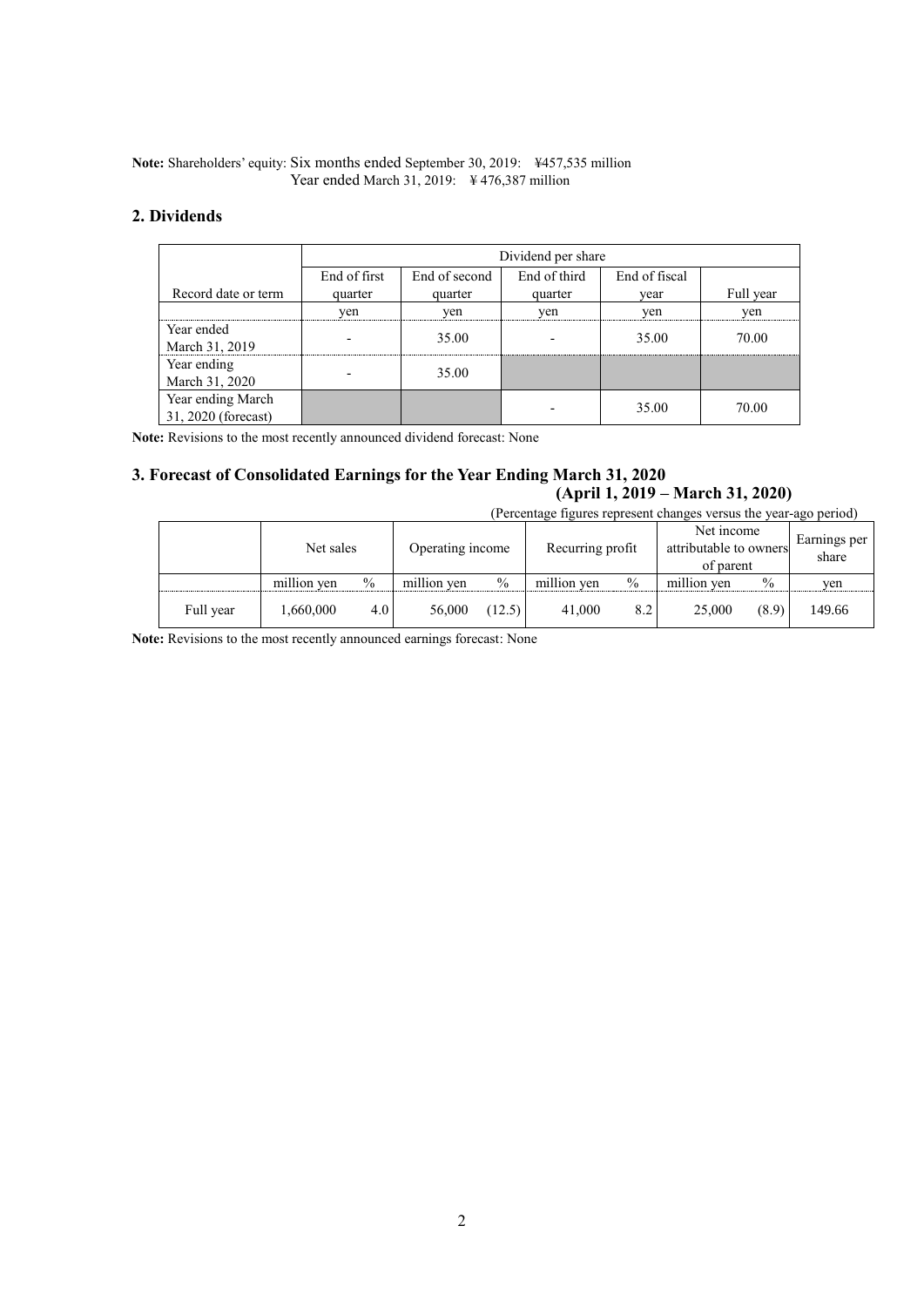**Note:** Shareholders' equity: Six months ended September 30, 2019: ¥457,535 million
Year ended March 31, 2019: ¥476,387 million

## 2. Dividends

| | Dividend per share | | | | |
|---|---|---|---|---|---|
| Record date or term | End of first quarter | End of second quarter | End of third quarter | End of fiscal year | Full year |
| | yen | yen | yen | yen | yen |
| Year ended March 31, 2019 | - | 35.00 | - | 35.00 | 70.00 |
| Year ending March 31, 2020 | - | 35.00 | | | |
| Year ending March 31, 2020 (forecast) | | | - | 35.00 | 70.00 |

**Note:** Revisions to the most recently announced dividend forecast: None

## 3. Forecast of Consolidated Earnings for the Year Ending March 31, 2020 (April 1, 2019 – March 31, 2020)

(Percentage figures represent changes versus the year-ago period)

| | Net sales | | Operating income | | Recurring profit | | Net income attributable to owners of parent | | Earnings per share |
|---|---|---|---|---|---|---|---|---|---|
| | million yen | % | million yen | % | million yen | % | million yen | % | yen |
| Full year | 1,660,000 | 4.0 | 56,000 | (12.5) | 41,000 | 8.2 | 25,000 | (8.9) | 149.66 |

**Note:** Revisions to the most recently announced earnings forecast: None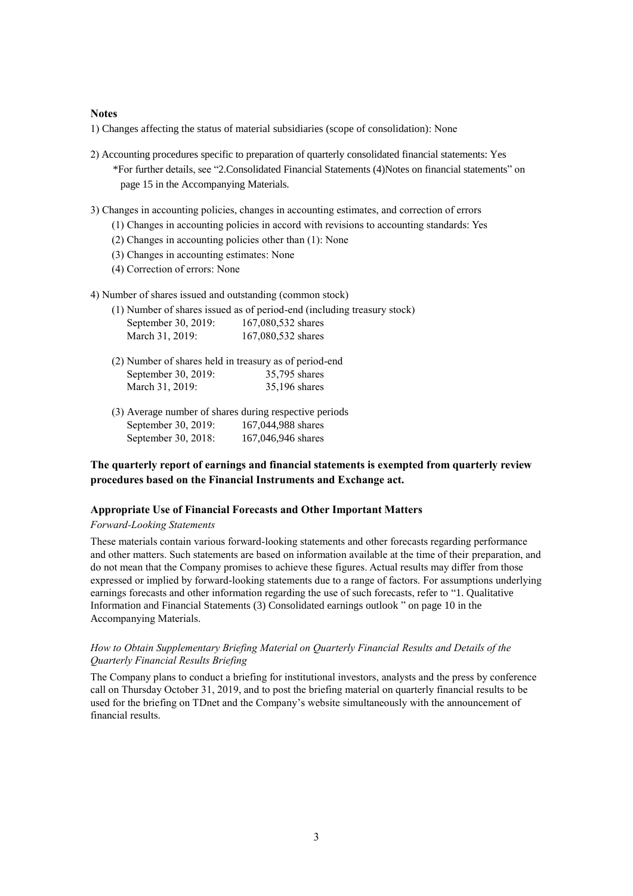**Notes**

1) Changes affecting the status of material subsidiaries (scope of consolidation): None

2) Accounting procedures specific to preparation of quarterly consolidated financial statements: Yes
   *For further details, see "2.Consolidated Financial Statements (4)Notes on financial statements" on page 15 in the Accompanying Materials.

3) Changes in accounting policies, changes in accounting estimates, and correction of errors
   (1) Changes in accounting policies in accord with revisions to accounting standards: Yes
   (2) Changes in accounting policies other than (1): None
   (3) Changes in accounting estimates: None
   (4) Correction of errors: None

4) Number of shares issued and outstanding (common stock)
   (1) Number of shares issued as of period-end (including treasury stock)
   September 30, 2019: 167,080,532 shares
   March 31, 2019: 167,080,532 shares

   (2) Number of shares held in treasury as of period-end
   September 30, 2019: 35,795 shares
   March 31, 2019: 35,196 shares

   (3) Average number of shares during respective periods
   September 30, 2019: 167,044,988 shares
   September 30, 2018: 167,046,946 shares

**The quarterly report of earnings and financial statements is exempted from quarterly review procedures based on the Financial Instruments and Exchange act.**

**Appropriate Use of Financial Forecasts and Other Important Matters**

*Forward-Looking Statements*

These materials contain various forward-looking statements and other forecasts regarding performance and other matters. Such statements are based on information available at the time of their preparation, and do not mean that the Company promises to achieve these figures. Actual results may differ from those expressed or implied by forward-looking statements due to a range of factors. For assumptions underlying earnings forecasts and other information regarding the use of such forecasts, refer to "1. Qualitative Information and Financial Statements (3) Consolidated earnings outlook " on page 10 in the Accompanying Materials.

*How to Obtain Supplementary Briefing Material on Quarterly Financial Results and Details of the Quarterly Financial Results Briefing*

The Company plans to conduct a briefing for institutional investors, analysts and the press by conference call on Thursday October 31, 2019, and to post the briefing material on quarterly financial results to be used for the briefing on TDnet and the Company's website simultaneously with the announcement of financial results.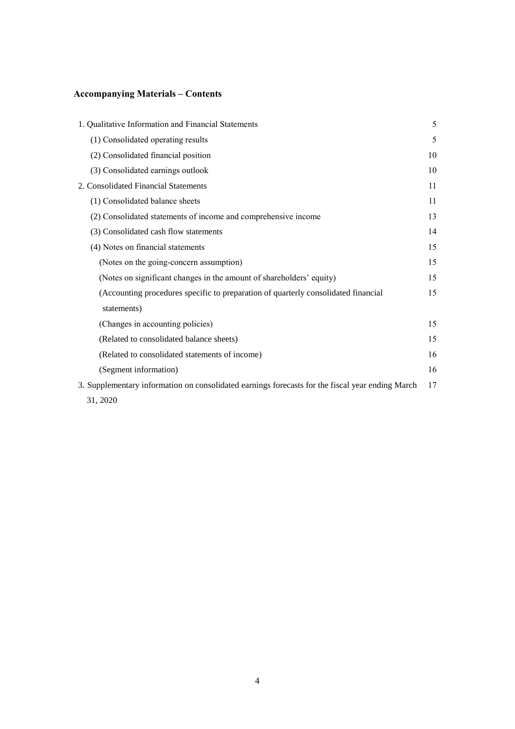## Accompanying Materials – Contents

| | |
|---|---|
| 1. Qualitative Information and Financial Statements | 5 |
| (1) Consolidated operating results | 5 |
| (2) Consolidated financial position | 10 |
| (3) Consolidated earnings outlook | 10 |
| 2. Consolidated Financial Statements | 11 |
| (1) Consolidated balance sheets | 11 |
| (2) Consolidated statements of income and comprehensive income | 13 |
| (3) Consolidated cash flow statements | 14 |
| (4) Notes on financial statements | 15 |
| (Notes on the going-concern assumption) | 15 |
| (Notes on significant changes in the amount of shareholders' equity) | 15 |
| (Accounting procedures specific to preparation of quarterly consolidated financial statements) | 15 |
| (Changes in accounting policies) | 15 |
| (Related to consolidated balance sheets) | 15 |
| (Related to consolidated statements of income) | 16 |
| (Segment information) | 16 |
| 3. Supplementary information on consolidated earnings forecasts for the fiscal year ending March 31, 2020 | 17 |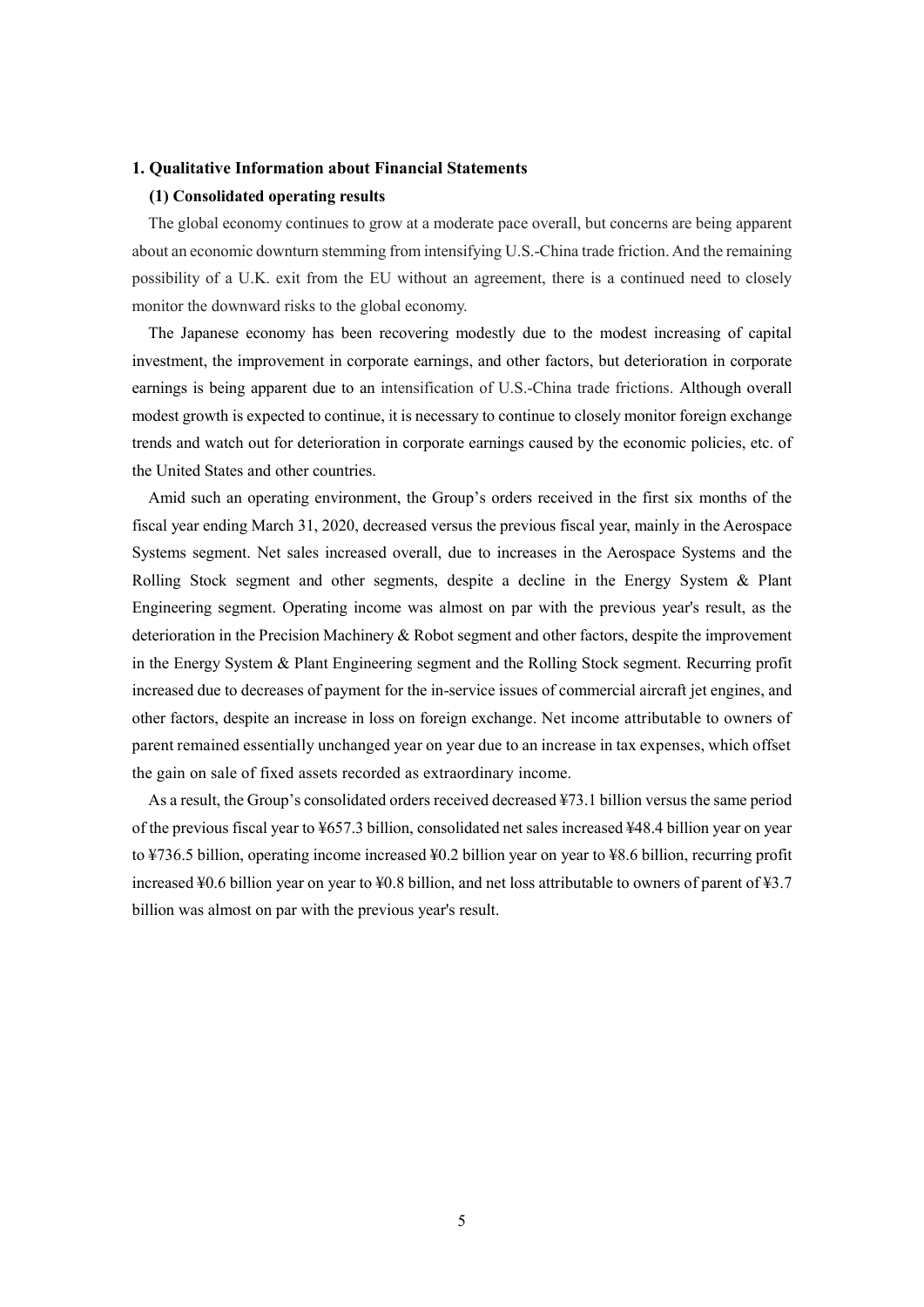## 1. Qualitative Information about Financial Statements

### (1) Consolidated operating results

The global economy continues to grow at a moderate pace overall, but concerns are being apparent about an economic downturn stemming from intensifying U.S.-China trade friction. And the remaining possibility of a U.K. exit from the EU without an agreement, there is a continued need to closely monitor the downward risks to the global economy.

The Japanese economy has been recovering modestly due to the modest increasing of capital investment, the improvement in corporate earnings, and other factors, but deterioration in corporate earnings is being apparent due to an intensification of U.S.-China trade frictions. Although overall modest growth is expected to continue, it is necessary to continue to closely monitor foreign exchange trends and watch out for deterioration in corporate earnings caused by the economic policies, etc. of the United States and other countries.

Amid such an operating environment, the Group's orders received in the first six months of the fiscal year ending March 31, 2020, decreased versus the previous fiscal year, mainly in the Aerospace Systems segment. Net sales increased overall, due to increases in the Aerospace Systems and the Rolling Stock segment and other segments, despite a decline in the Energy System & Plant Engineering segment. Operating income was almost on par with the previous year's result, as the deterioration in the Precision Machinery & Robot segment and other factors, despite the improvement in the Energy System & Plant Engineering segment and the Rolling Stock segment. Recurring profit increased due to decreases of payment for the in-service issues of commercial aircraft jet engines, and other factors, despite an increase in loss on foreign exchange. Net income attributable to owners of parent remained essentially unchanged year on year due to an increase in tax expenses, which offset the gain on sale of fixed assets recorded as extraordinary income.

As a result, the Group's consolidated orders received decreased ¥73.1 billion versus the same period of the previous fiscal year to ¥657.3 billion, consolidated net sales increased ¥48.4 billion year on year to ¥736.5 billion, operating income increased ¥0.2 billion year on year to ¥8.6 billion, recurring profit increased ¥0.6 billion year on year to ¥0.8 billion, and net loss attributable to owners of parent of ¥3.7 billion was almost on par with the previous year's result.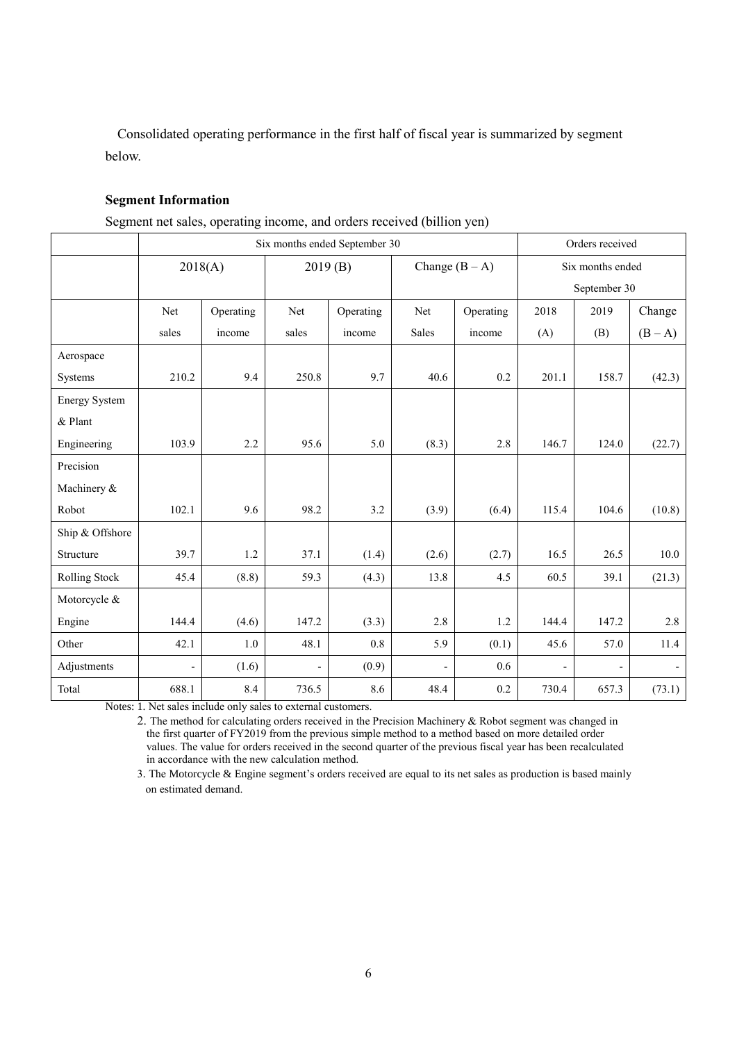Consolidated operating performance in the first half of fiscal year is summarized by segment below.

**Segment Information**

Segment net sales, operating income, and orders received (billion yen)

| | Six months ended September 30 | | | | | | Orders received | | |
|---|---|---|---|---|---|---|---|---|---|
| | 2018(A) | | 2019 (B) | | Change (B – A) | | Six months ended September 30 | | |
| | Net sales | Operating income | Net sales | Operating income | Net Sales | Operating income | 2018 (A) | 2019 (B) | Change (B – A) |
| Aerospace Systems | 210.2 | 9.4 | 250.8 | 9.7 | 40.6 | 0.2 | 201.1 | 158.7 | (42.3) |
| Energy System & Plant Engineering | 103.9 | 2.2 | 95.6 | 5.0 | (8.3) | 2.8 | 146.7 | 124.0 | (22.7) |
| Precision Machinery & Robot | 102.1 | 9.6 | 98.2 | 3.2 | (3.9) | (6.4) | 115.4 | 104.6 | (10.8) |
| Ship & Offshore Structure | 39.7 | 1.2 | 37.1 | (1.4) | (2.6) | (2.7) | 16.5 | 26.5 | 10.0 |
| Rolling Stock | 45.4 | (8.8) | 59.3 | (4.3) | 13.8 | 4.5 | 60.5 | 39.1 | (21.3) |
| Motorcycle & Engine | 144.4 | (4.6) | 147.2 | (3.3) | 2.8 | 1.2 | 144.4 | 147.2 | 2.8 |
| Other | 42.1 | 1.0 | 48.1 | 0.8 | 5.9 | (0.1) | 45.6 | 57.0 | 11.4 |
| Adjustments | - | (1.6) | - | (0.9) | - | 0.6 | - | - | - |
| Total | 688.1 | 8.4 | 736.5 | 8.6 | 48.4 | 0.2 | 730.4 | 657.3 | (73.1) |

Notes: 1. Net sales include only sales to external customers.

2. The method for calculating orders received in the Precision Machinery & Robot segment was changed in the first quarter of FY2019 from the previous simple method to a method based on more detailed order values. The value for orders received in the second quarter of the previous fiscal year has been recalculated in accordance with the new calculation method.

3. The Motorcycle & Engine segment's orders received are equal to its net sales as production is based mainly on estimated demand.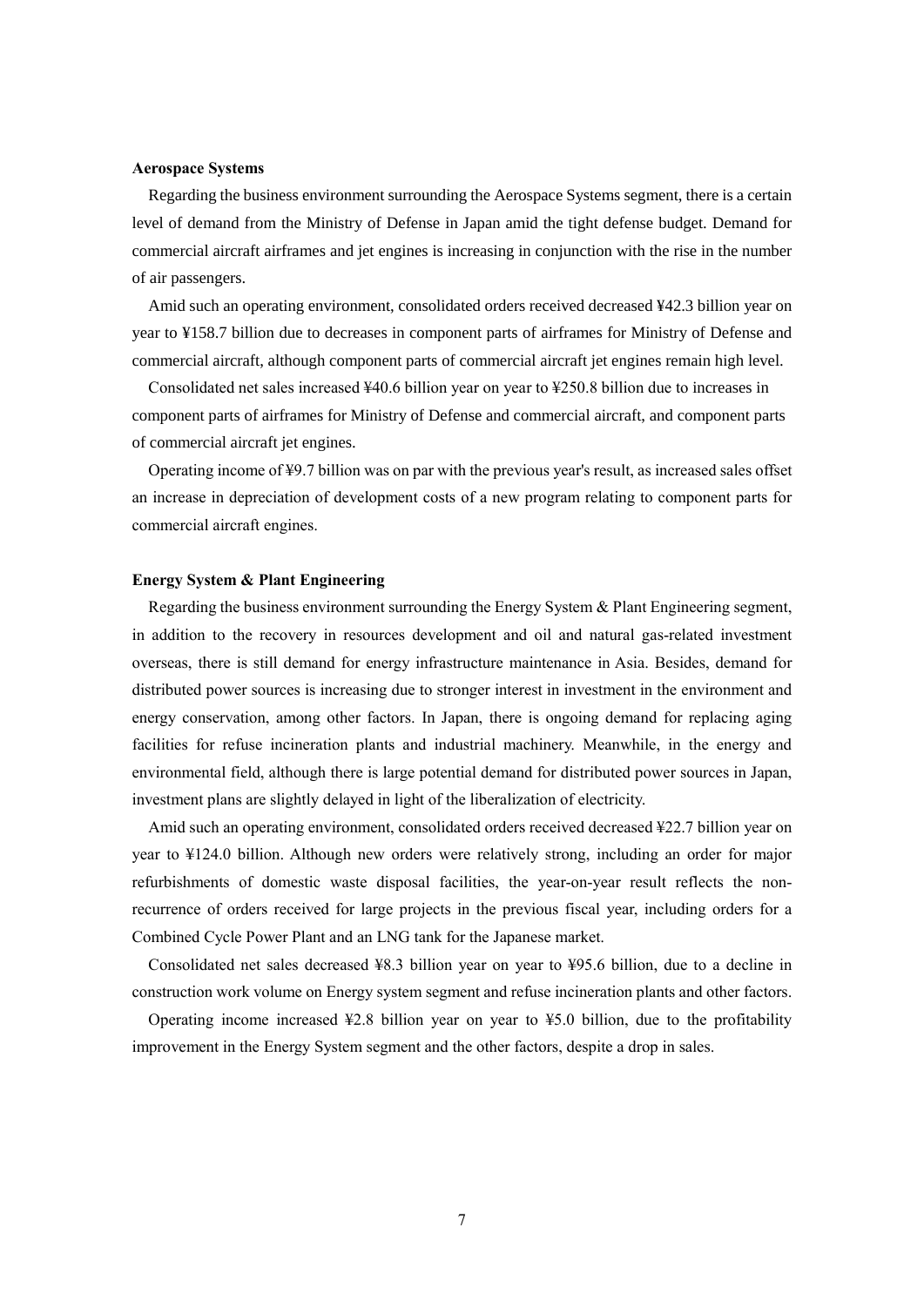**Aerospace Systems**

Regarding the business environment surrounding the Aerospace Systems segment, there is a certain level of demand from the Ministry of Defense in Japan amid the tight defense budget. Demand for commercial aircraft airframes and jet engines is increasing in conjunction with the rise in the number of air passengers.

Amid such an operating environment, consolidated orders received decreased ¥42.3 billion year on year to ¥158.7 billion due to decreases in component parts of airframes for Ministry of Defense and commercial aircraft, although component parts of commercial aircraft jet engines remain high level.

Consolidated net sales increased ¥40.6 billion year on year to ¥250.8 billion due to increases in component parts of airframes for Ministry of Defense and commercial aircraft, and component parts of commercial aircraft jet engines.

Operating income of ¥9.7 billion was on par with the previous year's result, as increased sales offset an increase in depreciation of development costs of a new program relating to component parts for commercial aircraft engines.

**Energy System & Plant Engineering**

Regarding the business environment surrounding the Energy System & Plant Engineering segment, in addition to the recovery in resources development and oil and natural gas-related investment overseas, there is still demand for energy infrastructure maintenance in Asia. Besides, demand for distributed power sources is increasing due to stronger interest in investment in the environment and energy conservation, among other factors. In Japan, there is ongoing demand for replacing aging facilities for refuse incineration plants and industrial machinery. Meanwhile, in the energy and environmental field, although there is large potential demand for distributed power sources in Japan, investment plans are slightly delayed in light of the liberalization of electricity.

Amid such an operating environment, consolidated orders received decreased ¥22.7 billion year on year to ¥124.0 billion. Although new orders were relatively strong, including an order for major refurbishments of domestic waste disposal facilities, the year-on-year result reflects the non-recurrence of orders received for large projects in the previous fiscal year, including orders for a Combined Cycle Power Plant and an LNG tank for the Japanese market.

Consolidated net sales decreased ¥8.3 billion year on year to ¥95.6 billion, due to a decline in construction work volume on Energy system segment and refuse incineration plants and other factors.

Operating income increased ¥2.8 billion year on year to ¥5.0 billion, due to the profitability improvement in the Energy System segment and the other factors, despite a drop in sales.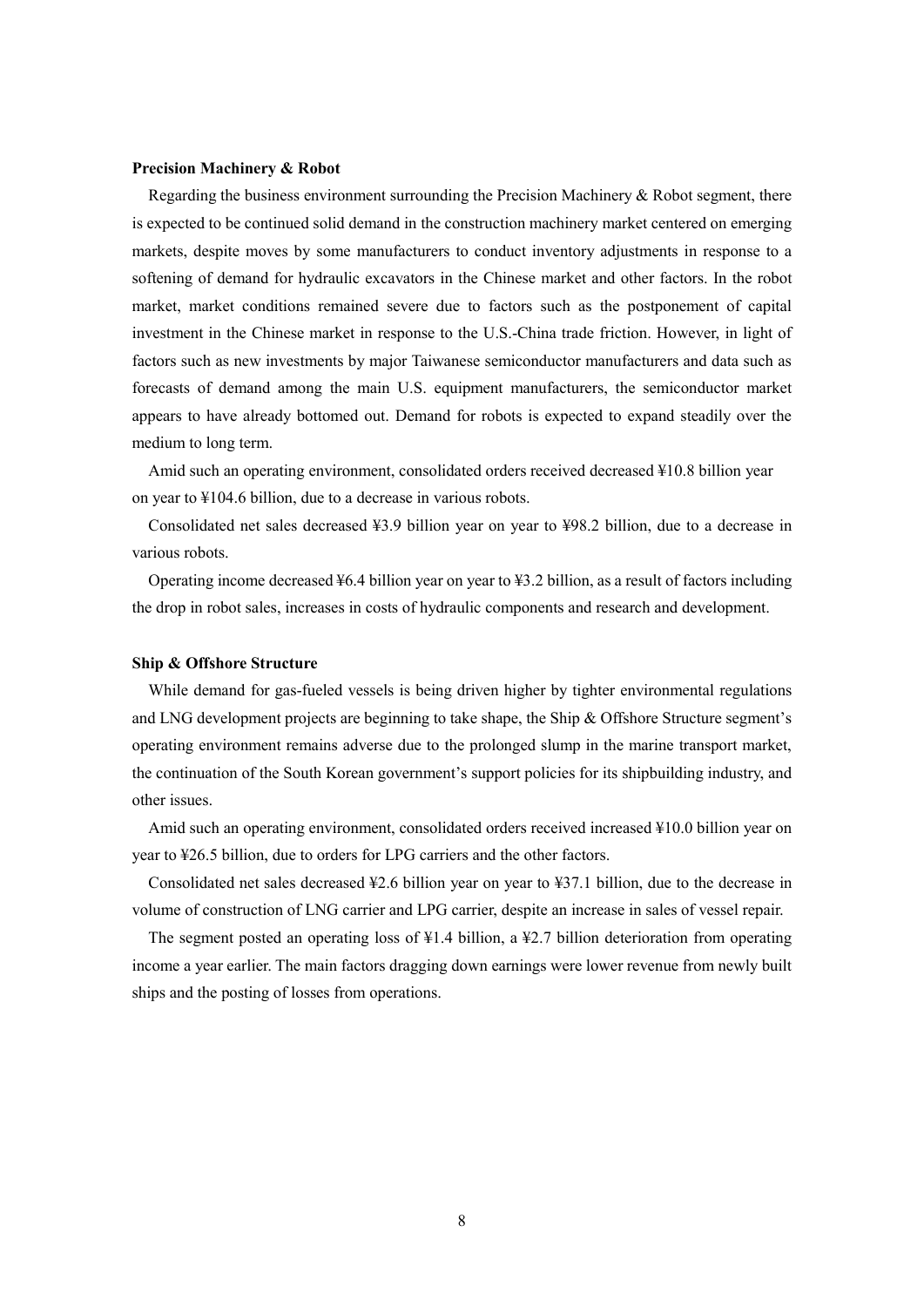**Precision Machinery & Robot**

Regarding the business environment surrounding the Precision Machinery & Robot segment, there is expected to be continued solid demand in the construction machinery market centered on emerging markets, despite moves by some manufacturers to conduct inventory adjustments in response to a softening of demand for hydraulic excavators in the Chinese market and other factors. In the robot market, market conditions remained severe due to factors such as the postponement of capital investment in the Chinese market in response to the U.S.-China trade friction. However, in light of factors such as new investments by major Taiwanese semiconductor manufacturers and data such as forecasts of demand among the main U.S. equipment manufacturers, the semiconductor market appears to have already bottomed out. Demand for robots is expected to expand steadily over the medium to long term.

Amid such an operating environment, consolidated orders received decreased ¥10.8 billion year on year to ¥104.6 billion, due to a decrease in various robots.

Consolidated net sales decreased ¥3.9 billion year on year to ¥98.2 billion, due to a decrease in various robots.

Operating income decreased ¥6.4 billion year on year to ¥3.2 billion, as a result of factors including the drop in robot sales, increases in costs of hydraulic components and research and development.

**Ship & Offshore Structure**

While demand for gas-fueled vessels is being driven higher by tighter environmental regulations and LNG development projects are beginning to take shape, the Ship & Offshore Structure segment's operating environment remains adverse due to the prolonged slump in the marine transport market, the continuation of the South Korean government's support policies for its shipbuilding industry, and other issues.

Amid such an operating environment, consolidated orders received increased ¥10.0 billion year on year to ¥26.5 billion, due to orders for LPG carriers and the other factors.

Consolidated net sales decreased ¥2.6 billion year on year to ¥37.1 billion, due to the decrease in volume of construction of LNG carrier and LPG carrier, despite an increase in sales of vessel repair.

The segment posted an operating loss of ¥1.4 billion, a ¥2.7 billion deterioration from operating income a year earlier. The main factors dragging down earnings were lower revenue from newly built ships and the posting of losses from operations.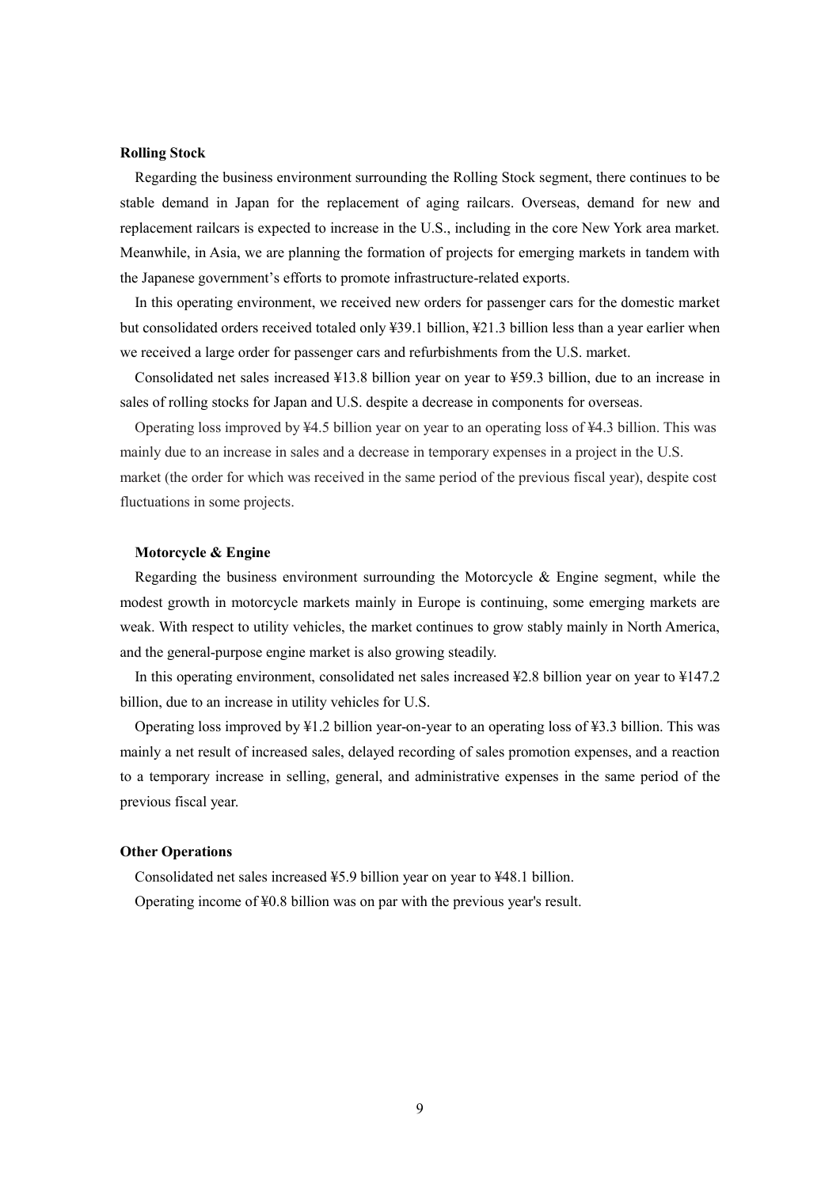**Rolling Stock**

Regarding the business environment surrounding the Rolling Stock segment, there continues to be stable demand in Japan for the replacement of aging railcars. Overseas, demand for new and replacement railcars is expected to increase in the U.S., including in the core New York area market. Meanwhile, in Asia, we are planning the formation of projects for emerging markets in tandem with the Japanese government's efforts to promote infrastructure-related exports.

In this operating environment, we received new orders for passenger cars for the domestic market but consolidated orders received totaled only ¥39.1 billion, ¥21.3 billion less than a year earlier when we received a large order for passenger cars and refurbishments from the U.S. market.

Consolidated net sales increased ¥13.8 billion year on year to ¥59.3 billion, due to an increase in sales of rolling stocks for Japan and U.S. despite a decrease in components for overseas.

Operating loss improved by ¥4.5 billion year on year to an operating loss of ¥4.3 billion. This was mainly due to an increase in sales and a decrease in temporary expenses in a project in the U.S. market (the order for which was received in the same period of the previous fiscal year), despite cost fluctuations in some projects.

**Motorcycle & Engine**

Regarding the business environment surrounding the Motorcycle & Engine segment, while the modest growth in motorcycle markets mainly in Europe is continuing, some emerging markets are weak. With respect to utility vehicles, the market continues to grow stably mainly in North America, and the general-purpose engine market is also growing steadily.

In this operating environment, consolidated net sales increased ¥2.8 billion year on year to ¥147.2 billion, due to an increase in utility vehicles for U.S.

Operating loss improved by ¥1.2 billion year-on-year to an operating loss of ¥3.3 billion. This was mainly a net result of increased sales, delayed recording of sales promotion expenses, and a reaction to a temporary increase in selling, general, and administrative expenses in the same period of the previous fiscal year.

**Other Operations**

Consolidated net sales increased ¥5.9 billion year on year to ¥48.1 billion.

Operating income of ¥0.8 billion was on par with the previous year's result.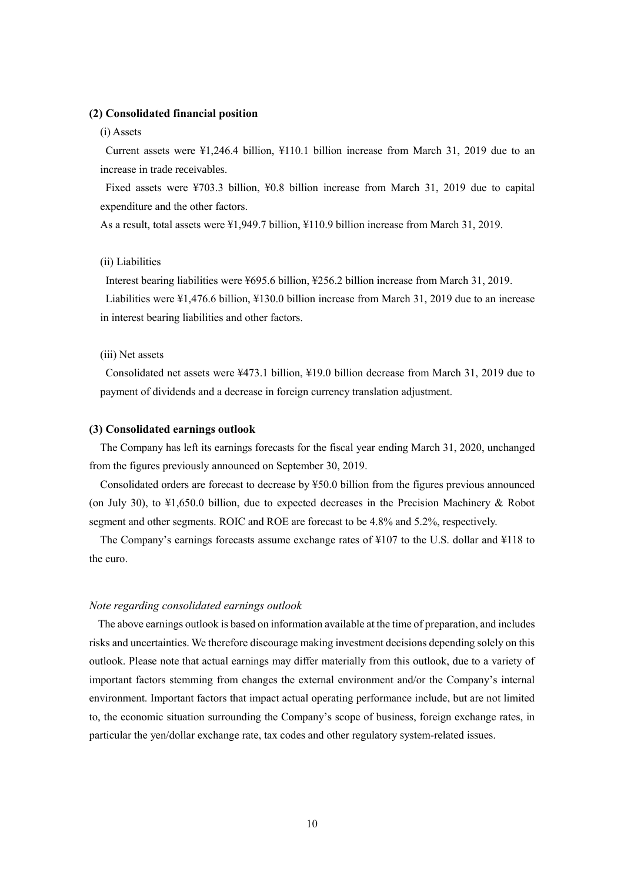### (2) Consolidated financial position

(i) Assets

Current assets were ¥1,246.4 billion, ¥110.1 billion increase from March 31, 2019 due to an increase in trade receivables.

Fixed assets were ¥703.3 billion, ¥0.8 billion increase from March 31, 2019 due to capital expenditure and the other factors.

As a result, total assets were ¥1,949.7 billion, ¥110.9 billion increase from March 31, 2019.

(ii) Liabilities

Interest bearing liabilities were ¥695.6 billion, ¥256.2 billion increase from March 31, 2019.

Liabilities were ¥1,476.6 billion, ¥130.0 billion increase from March 31, 2019 due to an increase in interest bearing liabilities and other factors.

(iii) Net assets

Consolidated net assets were ¥473.1 billion, ¥19.0 billion decrease from March 31, 2019 due to payment of dividends and a decrease in foreign currency translation adjustment.

### (3) Consolidated earnings outlook

The Company has left its earnings forecasts for the fiscal year ending March 31, 2020, unchanged from the figures previously announced on September 30, 2019.

Consolidated orders are forecast to decrease by ¥50.0 billion from the figures previous announced (on July 30), to ¥1,650.0 billion, due to expected decreases in the Precision Machinery & Robot segment and other segments. ROIC and ROE are forecast to be 4.8% and 5.2%, respectively.

The Company's earnings forecasts assume exchange rates of ¥107 to the U.S. dollar and ¥118 to the euro.

*Note regarding consolidated earnings outlook*

The above earnings outlook is based on information available at the time of preparation, and includes risks and uncertainties. We therefore discourage making investment decisions depending solely on this outlook. Please note that actual earnings may differ materially from this outlook, due to a variety of important factors stemming from changes the external environment and/or the Company's internal environment. Important factors that impact actual operating performance include, but are not limited to, the economic situation surrounding the Company's scope of business, foreign exchange rates, in particular the yen/dollar exchange rate, tax codes and other regulatory system-related issues.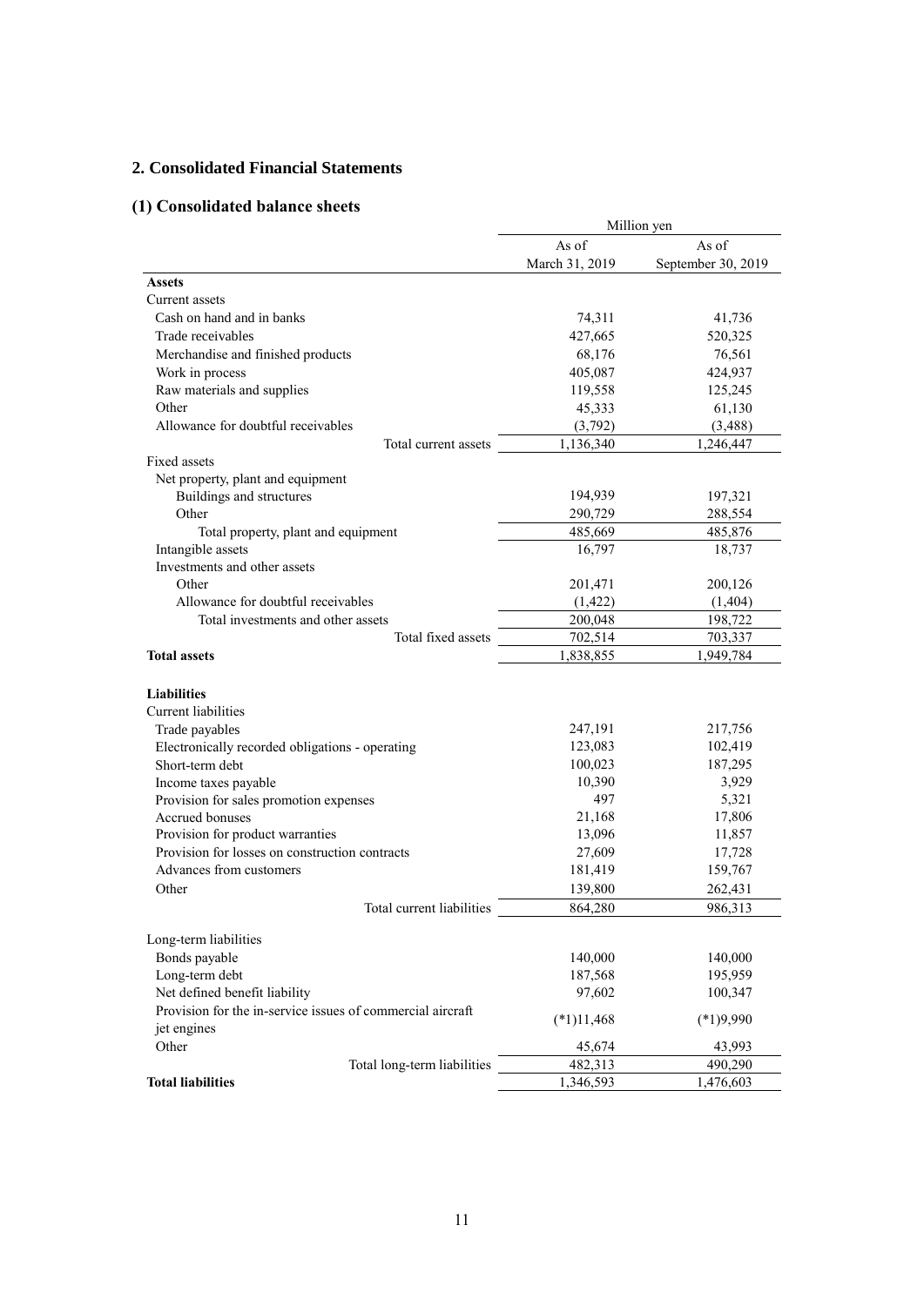## 2. Consolidated Financial Statements

### (1) Consolidated balance sheets

| | Million yen | |
|---|---|---|
| | As of March 31, 2019 | As of September 30, 2019 |
| **Assets** | | |
| Current assets | | |
| Cash on hand and in banks | 74,311 | 41,736 |
| Trade receivables | 427,665 | 520,325 |
| Merchandise and finished products | 68,176 | 76,561 |
| Work in process | 405,087 | 424,937 |
| Raw materials and supplies | 119,558 | 125,245 |
| Other | 45,333 | 61,130 |
| Allowance for doubtful receivables | (3,792) | (3,488) |
| Total current assets | 1,136,340 | 1,246,447 |
| Fixed assets | | |
| Net property, plant and equipment | | |
| Buildings and structures | 194,939 | 197,321 |
| Other | 290,729 | 288,554 |
| Total property, plant and equipment | 485,669 | 485,876 |
| Intangible assets | 16,797 | 18,737 |
| Investments and other assets | | |
| Other | 201,471 | 200,126 |
| Allowance for doubtful receivables | (1,422) | (1,404) |
| Total investments and other assets | 200,048 | 198,722 |
| Total fixed assets | 702,514 | 703,337 |
| **Total assets** | 1,838,855 | 1,949,784 |
| | | |
| **Liabilities** | | |
| Current liabilities | | |
| Trade payables | 247,191 | 217,756 |
| Electronically recorded obligations - operating | 123,083 | 102,419 |
| Short-term debt | 100,023 | 187,295 |
| Income taxes payable | 10,390 | 3,929 |
| Provision for sales promotion expenses | 497 | 5,321 |
| Accrued bonuses | 21,168 | 17,806 |
| Provision for product warranties | 13,096 | 11,857 |
| Provision for losses on construction contracts | 27,609 | 17,728 |
| Advances from customers | 181,419 | 159,767 |
| Other | 139,800 | 262,431 |
| Total current liabilities | 864,280 | 986,313 |
| | | |
| Long-term liabilities | | |
| Bonds payable | 140,000 | 140,000 |
| Long-term debt | 187,568 | 195,959 |
| Net defined benefit liability | 97,602 | 100,347 |
| Provision for the in-service issues of commercial aircraft jet engines | (*1)11,468 | (*1)9,990 |
| Other | 45,674 | 43,993 |
| Total long-term liabilities | 482,313 | 490,290 |
| **Total liabilities** | 1,346,593 | 1,476,603 |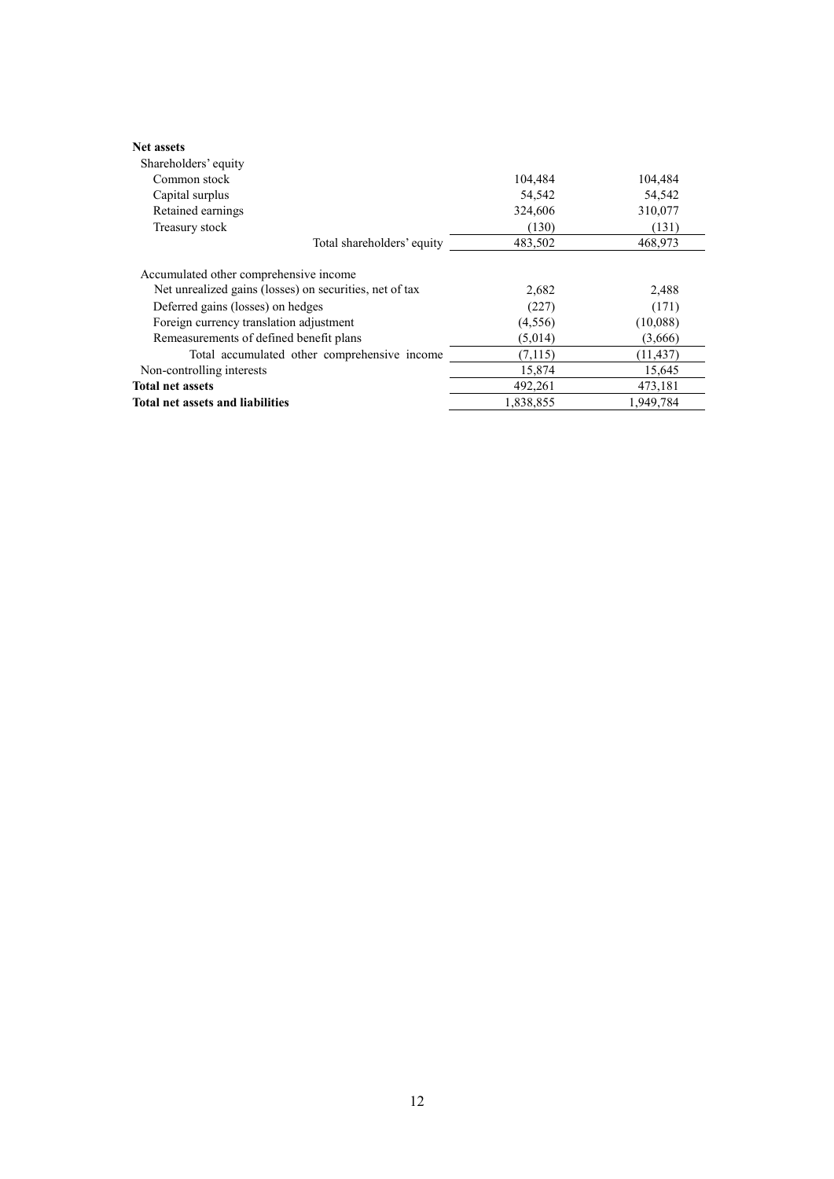| | | |
|---|---|---|
| **Net assets** | | |
| Shareholders' equity | | |
| Common stock | 104,484 | 104,484 |
| Capital surplus | 54,542 | 54,542 |
| Retained earnings | 324,606 | 310,077 |
| Treasury stock | (130) | (131) |
| Total shareholders' equity | 483,502 | 468,973 |
| Accumulated other comprehensive income | | |
| Net unrealized gains (losses) on securities, net of tax | 2,682 | 2,488 |
| Deferred gains (losses) on hedges | (227) | (171) |
| Foreign currency translation adjustment | (4,556) | (10,088) |
| Remeasurements of defined benefit plans | (5,014) | (3,666) |
| Total accumulated other comprehensive income | (7,115) | (11,437) |
| Non-controlling interests | 15,874 | 15,645 |
| **Total net assets** | 492,261 | 473,181 |
| **Total net assets and liabilities** | 1,838,855 | 1,949,784 |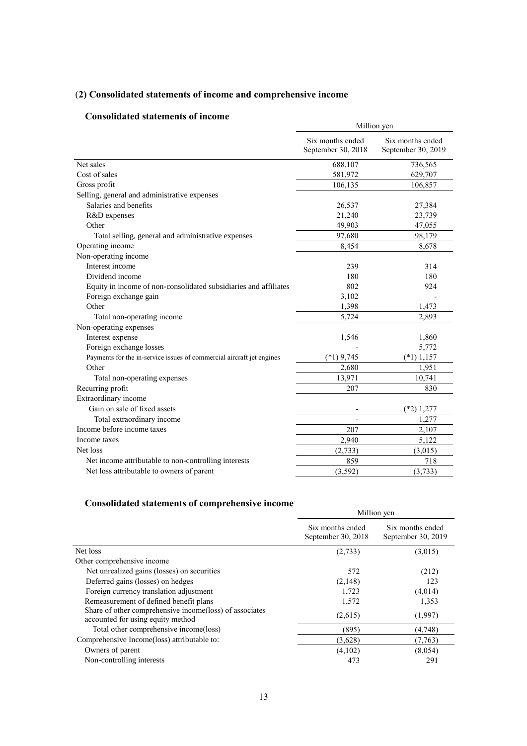## (2) Consolidated statements of income and comprehensive income

### Consolidated statements of income

| | Million yen | |
|---|---|---|
| | Six months ended September 30, 2018 | Six months ended September 30, 2019 |
| Net sales | 688,107 | 736,565 |
| Cost of sales | 581,972 | 629,707 |
| Gross profit | 106,135 | 106,857 |
| Selling, general and administrative expenses | | |
| Salaries and benefits | 26,537 | 27,384 |
| R&D expenses | 21,240 | 23,739 |
| Other | 49,903 | 47,055 |
| Total selling, general and administrative expenses | 97,680 | 98,179 |
| Operating income | 8,454 | 8,678 |
| Non-operating income | | |
| Interest income | 239 | 314 |
| Dividend income | 180 | 180 |
| Equity in income of non-consolidated subsidiaries and affiliates | 802 | 924 |
| Foreign exchange gain | 3,102 | - |
| Other | 1,398 | 1,473 |
| Total non-operating income | 5,724 | 2,893 |
| Non-operating expenses | | |
| Interest expense | 1,546 | 1,860 |
| Foreign exchange losses | - | 5,772 |
| Payments for the in-service issues of commercial aircraft jet engines | (*1) 9,745 | (*1) 1,157 |
| Other | 2,680 | 1,951 |
| Total non-operating expenses | 13,971 | 10,741 |
| Recurring profit | 207 | 830 |
| Extraordinary income | | |
| Gain on sale of fixed assets | - | (*2) 1,277 |
| Total extraordinary income | - | 1,277 |
| Income before income taxes | 207 | 2,107 |
| Income taxes | 2,940 | 5,122 |
| Net loss | (2,733) | (3,015) |
| Net income attributable to non-controlling interests | 859 | 718 |
| Net loss attributable to owners of parent | (3,592) | (3,733) |

### Consolidated statements of comprehensive income

| | Million yen | |
|---|---|---|
| | Six months ended September 30, 2018 | Six months ended September 30, 2019 |
| Net loss | (2,733) | (3,015) |
| Other comprehensive income | | |
| Net unrealized gains (losses) on securities | 572 | (212) |
| Deferred gains (losses) on hedges | (2,148) | 123 |
| Foreign currency translation adjustment | 1,723 | (4,014) |
| Remeasurement of defined benefit plans | 1,572 | 1,353 |
| Share of other comprehensive income(loss) of associates accounted for using equity method | (2,615) | (1,997) |
| Total other comprehensive income(loss) | (895) | (4,748) |
| Comprehensive Income(loss) attributable to: | (3,628) | (7,763) |
| Owners of parent | (4,102) | (8,054) |
| Non-controlling interests | 473 | 291 |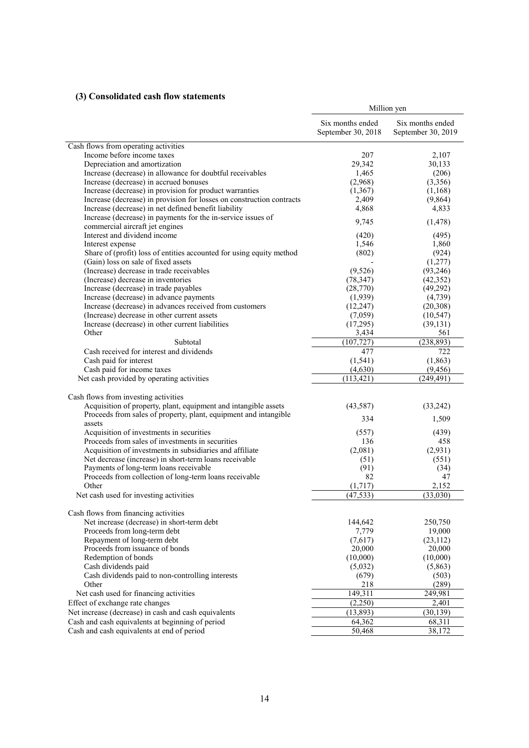### (3) Consolidated cash flow statements

| | Million yen | |
|---|---|---|
| | Six months ended September 30, 2018 | Six months ended September 30, 2019 |
| Cash flows from operating activities | | |
| Income before income taxes | 207 | 2,107 |
| Depreciation and amortization | 29,342 | 30,133 |
| Increase (decrease) in allowance for doubtful receivables | 1,465 | (206) |
| Increase (decrease) in accrued bonuses | (2,968) | (3,356) |
| Increase (decrease) in provision for product warranties | (1,367) | (1,168) |
| Increase (decrease) in provision for losses on construction contracts | 2,409 | (9,864) |
| Increase (decrease) in net defined benefit liability | 4,868 | 4,833 |
| Increase (decrease) in payments for the in-service issues of commercial aircraft jet engines | 9,745 | (1,478) |
| Interest and dividend income | (420) | (495) |
| Interest expense | 1,546 | 1,860 |
| Share of (profit) loss of entities accounted for using equity method | (802) | (924) |
| (Gain) loss on sale of fixed assets | - | (1,277) |
| (Increase) decrease in trade receivables | (9,526) | (93,246) |
| (Increase) decrease in inventories | (78,347) | (42,352) |
| Increase (decrease) in trade payables | (28,770) | (49,292) |
| Increase (decrease) in advance payments | (1,939) | (4,739) |
| Increase (decrease) in advances received from customers | (12,247) | (20,308) |
| (Increase) decrease in other current assets | (7,059) | (10,547) |
| Increase (decrease) in other current liabilities | (17,295) | (39,131) |
| Other | 3,434 | 561 |
| Subtotal | (107,727) | (238,893) |
| Cash received for interest and dividends | 477 | 722 |
| Cash paid for interest | (1,541) | (1,863) |
| Cash paid for income taxes | (4,630) | (9,456) |
| Net cash provided by operating activities | (113,421) | (249,491) |
| | | |
| Cash flows from investing activities | | |
| Acquisition of property, plant, equipment and intangible assets | (43,587) | (33,242) |
| Proceeds from sales of property, plant, equipment and intangible assets | 334 | 1,509 |
| Acquisition of investments in securities | (557) | (439) |
| Proceeds from sales of investments in securities | 136 | 458 |
| Acquisition of investments in subsidiaries and affiliate | (2,081) | (2,931) |
| Net decrease (increase) in short-term loans receivable | (51) | (551) |
| Payments of long-term loans receivable | (91) | (34) |
| Proceeds from collection of long-term loans receivable | 82 | 47 |
| Other | (1,717) | 2,152 |
| Net cash used for investing activities | (47,533) | (33,030) |
| | | |
| Cash flows from financing activities | | |
| Net increase (decrease) in short-term debt | 144,642 | 250,750 |
| Proceeds from long-term debt | 7,779 | 19,000 |
| Repayment of long-term debt | (7,617) | (23,112) |
| Proceeds from issuance of bonds | 20,000 | 20,000 |
| Redemption of bonds | (10,000) | (10,000) |
| Cash dividends paid | (5,032) | (5,863) |
| Cash dividends paid to non-controlling interests | (679) | (503) |
| Other | 218 | (289) |
| Net cash used for financing activities | 149,311 | 249,981 |
| Effect of exchange rate changes | (2,250) | 2,401 |
| Net increase (decrease) in cash and cash equivalents | (13,893) | (30,139) |
| Cash and cash equivalents at beginning of period | 64,362 | 68,311 |
| Cash and cash equivalents at end of period | 50,468 | 38,172 |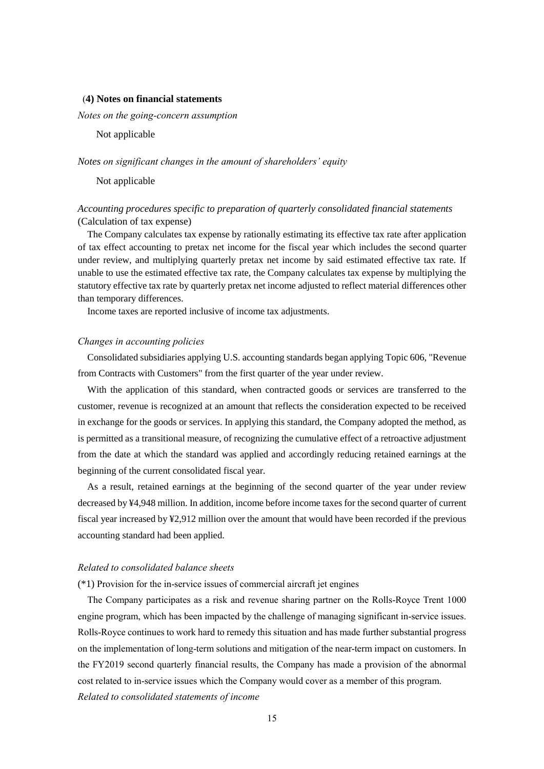## (4) Notes on financial statements

*Notes on the going-concern assumption*

Not applicable

*Notes on significant changes in the amount of shareholders' equity*

Not applicable

*Accounting procedures specific to preparation of quarterly consolidated financial statements*
(Calculation of tax expense)

The Company calculates tax expense by rationally estimating its effective tax rate after application of tax effect accounting to pretax net income for the fiscal year which includes the second quarter under review, and multiplying quarterly pretax net income by said estimated effective tax rate. If unable to use the estimated effective tax rate, the Company calculates tax expense by multiplying the statutory effective tax rate by quarterly pretax net income adjusted to reflect material differences other than temporary differences.

Income taxes are reported inclusive of income tax adjustments.

*Changes in accounting policies*

Consolidated subsidiaries applying U.S. accounting standards began applying Topic 606, "Revenue from Contracts with Customers" from the first quarter of the year under review.

With the application of this standard, when contracted goods or services are transferred to the customer, revenue is recognized at an amount that reflects the consideration expected to be received in exchange for the goods or services. In applying this standard, the Company adopted the method, as is permitted as a transitional measure, of recognizing the cumulative effect of a retroactive adjustment from the date at which the standard was applied and accordingly reducing retained earnings at the beginning of the current consolidated fiscal year.

As a result, retained earnings at the beginning of the second quarter of the year under review decreased by ¥4,948 million. In addition, income before income taxes for the second quarter of current fiscal year increased by ¥2,912 million over the amount that would have been recorded if the previous accounting standard had been applied.

*Related to consolidated balance sheets*

(*1) Provision for the in-service issues of commercial aircraft jet engines

The Company participates as a risk and revenue sharing partner on the Rolls-Royce Trent 1000 engine program, which has been impacted by the challenge of managing significant in-service issues. Rolls-Royce continues to work hard to remedy this situation and has made further substantial progress on the implementation of long-term solutions and mitigation of the near-term impact on customers. In the FY2019 second quarterly financial results, the Company has made a provision of the abnormal cost related to in-service issues which the Company would cover as a member of this program.

*Related to consolidated statements of income*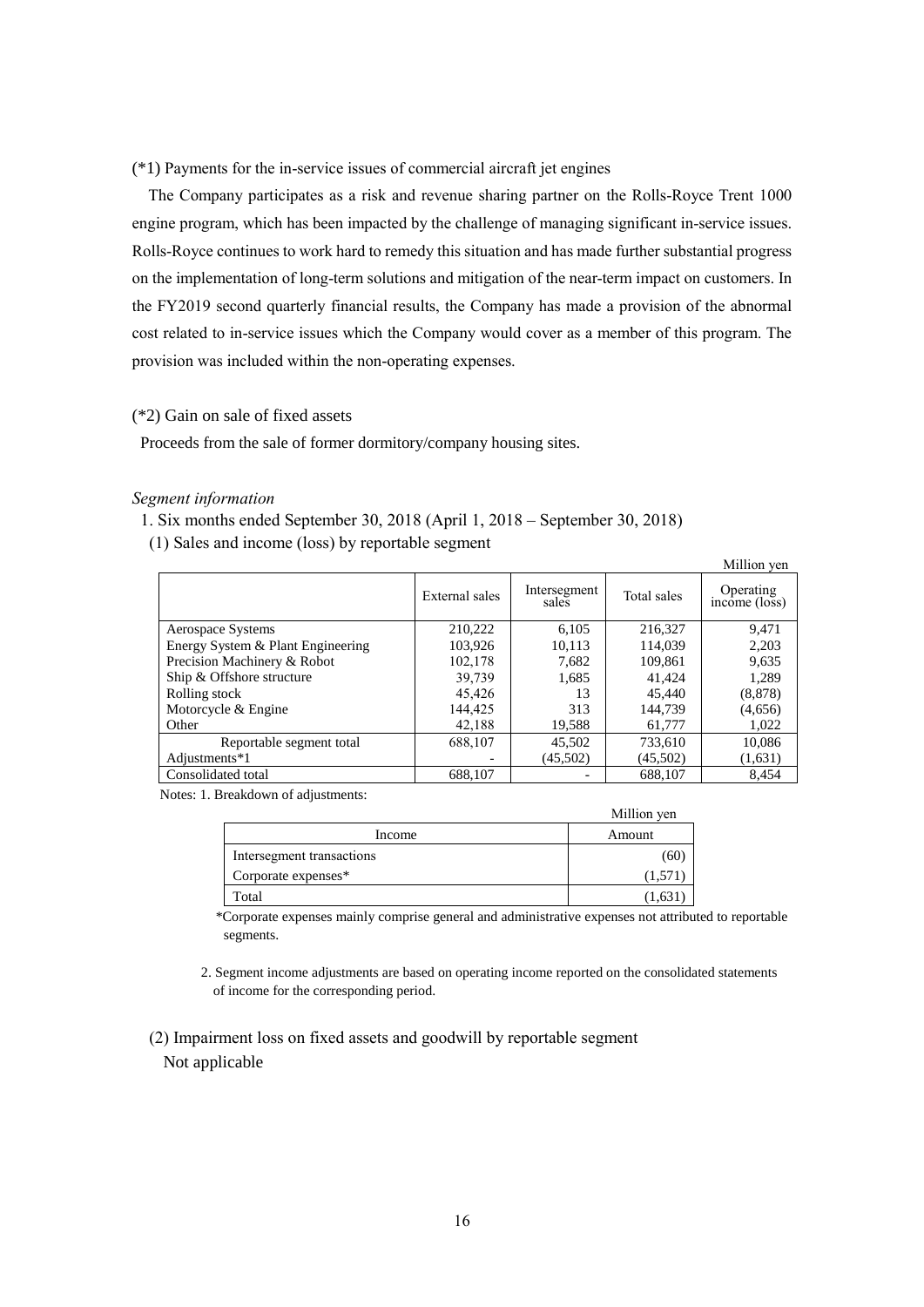(*1) Payments for the in-service issues of commercial aircraft jet engines

The Company participates as a risk and revenue sharing partner on the Rolls-Royce Trent 1000 engine program, which has been impacted by the challenge of managing significant in-service issues. Rolls-Royce continues to work hard to remedy this situation and has made further substantial progress on the implementation of long-term solutions and mitigation of the near-term impact on customers. In the FY2019 second quarterly financial results, the Company has made a provision of the abnormal cost related to in-service issues which the Company would cover as a member of this program. The provision was included within the non-operating expenses.

(*2) Gain on sale of fixed assets

Proceeds from the sale of former dormitory/company housing sites.

*Segment information*

1. Six months ended September 30, 2018 (April 1, 2018 – September 30, 2018)

(1) Sales and income (loss) by reportable segment

Million yen

| | External sales | Intersegment sales | Total sales | Operating income (loss) |
|---|---|---|---|---|
| Aerospace Systems | 210,222 | 6,105 | 216,327 | 9,471 |
| Energy System & Plant Engineering | 103,926 | 10,113 | 114,039 | 2,203 |
| Precision Machinery & Robot | 102,178 | 7,682 | 109,861 | 9,635 |
| Ship & Offshore structure | 39,739 | 1,685 | 41,424 | 1,289 |
| Rolling stock | 45,426 | 13 | 45,440 | (8,878) |
| Motorcycle & Engine | 144,425 | 313 | 144,739 | (4,656) |
| Other | 42,188 | 19,588 | 61,777 | 1,022 |
| Reportable segment total | 688,107 | 45,502 | 733,610 | 10,086 |
| Adjustments*1 | - | (45,502) | (45,502) | (1,631) |
| Consolidated total | 688,107 | - | 688,107 | 8,454 |

Notes: 1. Breakdown of adjustments:

Million yen

| Income | Amount |
|---|---|
| Intersegment transactions | (60) |
| Corporate expenses* | (1,571) |
| Total | (1,631) |

*Corporate expenses mainly comprise general and administrative expenses not attributed to reportable segments.

2. Segment income adjustments are based on operating income reported on the consolidated statements of income for the corresponding period.

(2) Impairment loss on fixed assets and goodwill by reportable segment

Not applicable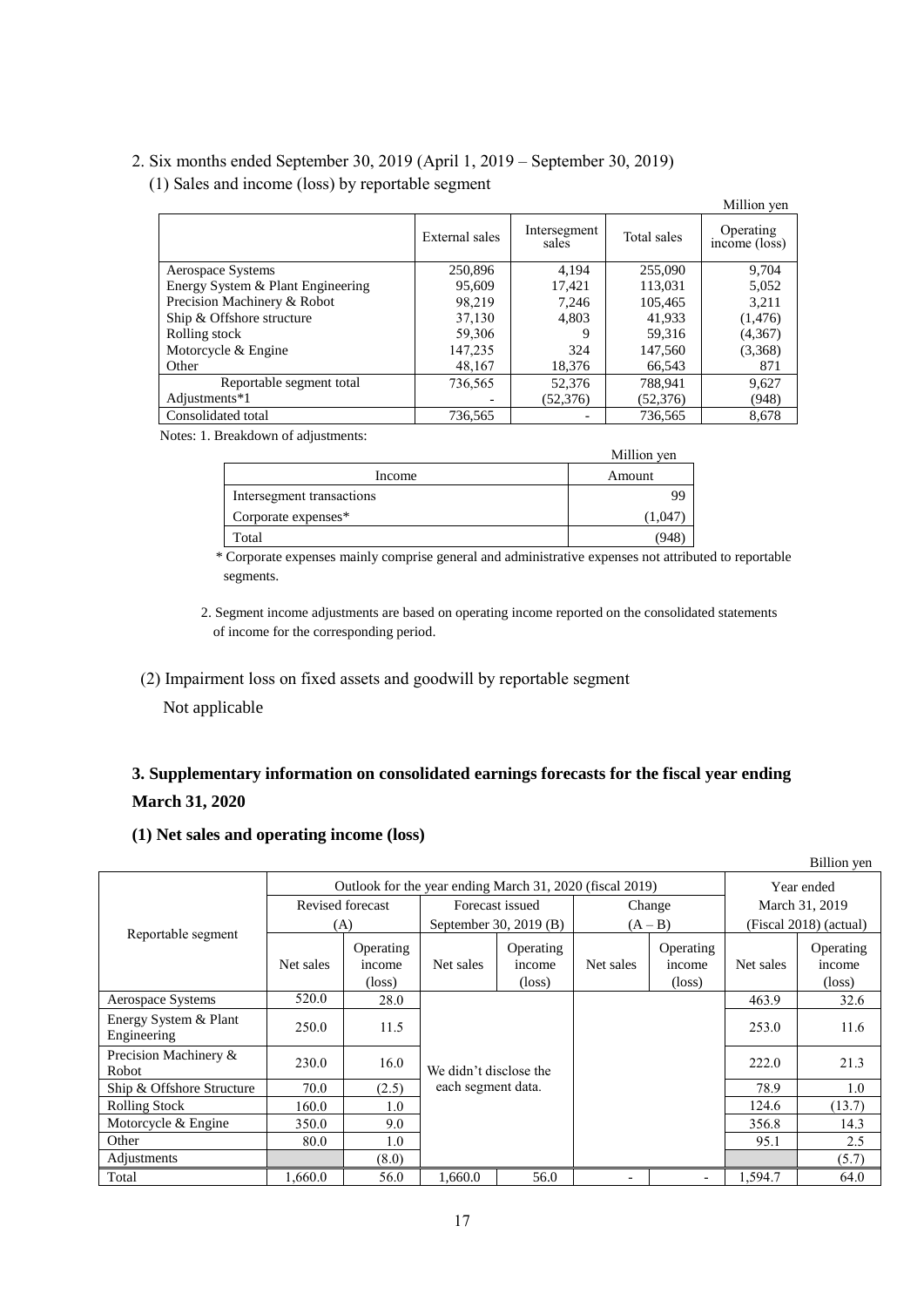2. Six months ended September 30, 2019 (April 1, 2019 – September 30, 2019)

(1) Sales and income (loss) by reportable segment

Million yen

| | External sales | Intersegment sales | Total sales | Operating income (loss) |
|---|---|---|---|---|
| Aerospace Systems | 250,896 | 4,194 | 255,090 | 9,704 |
| Energy System & Plant Engineering | 95,609 | 17,421 | 113,031 | 5,052 |
| Precision Machinery & Robot | 98,219 | 7,246 | 105,465 | 3,211 |
| Ship & Offshore structure | 37,130 | 4,803 | 41,933 | (1,476) |
| Rolling stock | 59,306 | 9 | 59,316 | (4,367) |
| Motorcycle & Engine | 147,235 | 324 | 147,560 | (3,368) |
| Other | 48,167 | 18,376 | 66,543 | 871 |
| Reportable segment total | 736,565 | 52,376 | 788,941 | 9,627 |
| Adjustments*1 | - | (52,376) | (52,376) | (948) |
| Consolidated total | 736,565 | - | 736,565 | 8,678 |

Notes: 1. Breakdown of adjustments:

Million yen

| Income | Amount |
|---|---|
| Intersegment transactions | 99 |
| Corporate expenses* | (1,047) |
| Total | (948) |

\* Corporate expenses mainly comprise general and administrative expenses not attributed to reportable segments.

2. Segment income adjustments are based on operating income reported on the consolidated statements of income for the corresponding period.

(2) Impairment loss on fixed assets and goodwill by reportable segment

Not applicable

## 3. Supplementary information on consolidated earnings forecasts for the fiscal year ending March 31, 2020

### (1) Net sales and operating income (loss)

Billion yen

| Reportable segment | Outlook for the year ending March 31, 2020 (fiscal 2019) | | | | | | Year ended March 31, 2019 (Fiscal 2018) (actual) | |
|---|---|---|---|---|---|---|---|---|
| | Revised forecast (A) | | Forecast issued September 30, 2019 (B) | | Change (A – B) | | | |
| | Net sales | Operating income (loss) | Net sales | Operating income (loss) | Net sales | Operating income (loss) | Net sales | Operating income (loss) |
| Aerospace Systems | 520.0 | 28.0 | We didn't disclose the each segment data. | | | | 463.9 | 32.6 |
| Energy System & Plant Engineering | 250.0 | 11.5 | | | | | 253.0 | 11.6 |
| Precision Machinery & Robot | 230.0 | 16.0 | | | | | 222.0 | 21.3 |
| Ship & Offshore Structure | 70.0 | (2.5) | | | | | 78.9 | 1.0 |
| Rolling Stock | 160.0 | 1.0 | | | | | 124.6 | (13.7) |
| Motorcycle & Engine | 350.0 | 9.0 | | | | | 356.8 | 14.3 |
| Other | 80.0 | 1.0 | | | | | 95.1 | 2.5 |
| Adjustments | | (8.0) | | | | | | (5.7) |
| Total | 1,660.0 | 56.0 | 1,660.0 | 56.0 | - | - | 1,594.7 | 64.0 |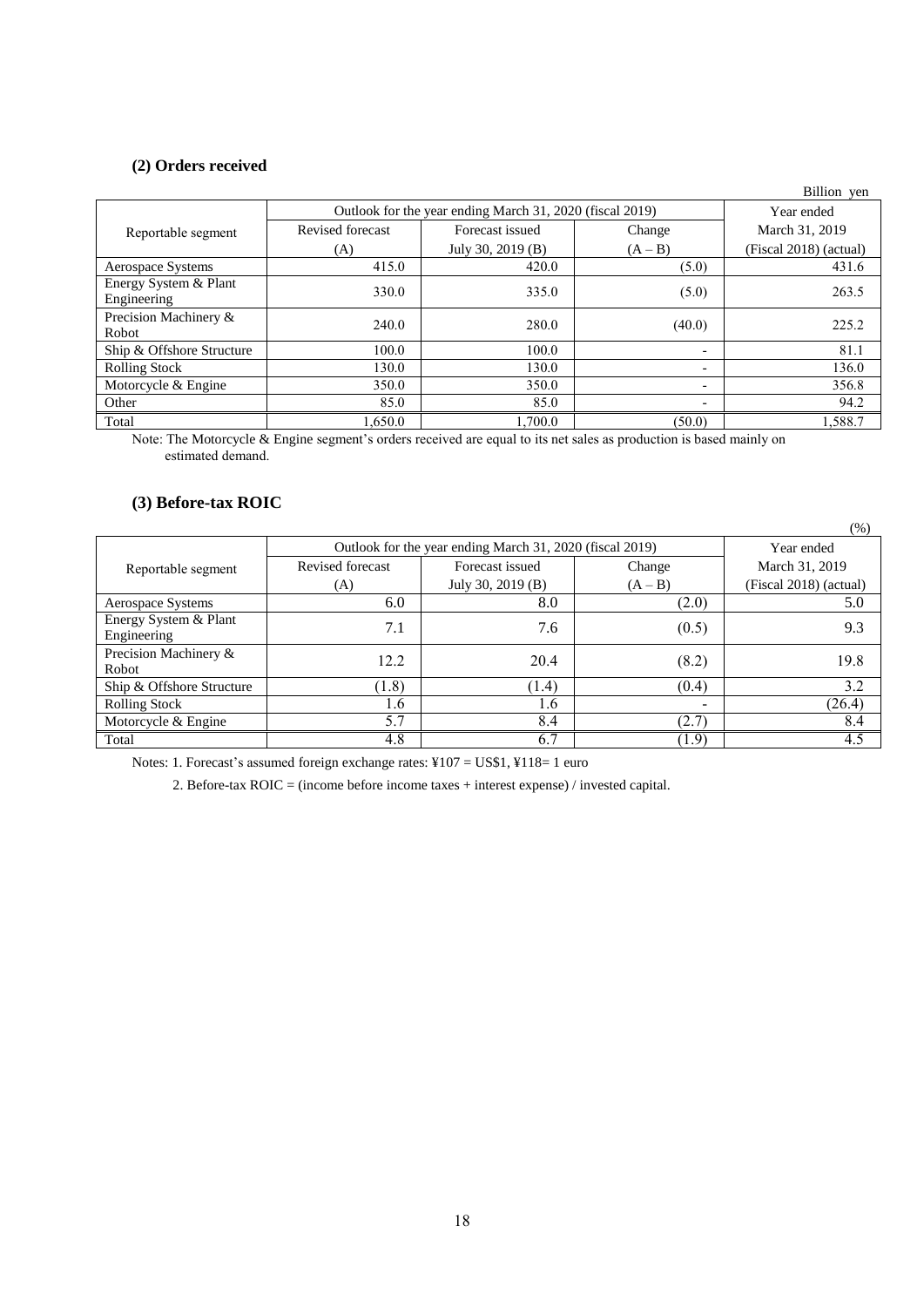### (2) Orders received

Billion yen

| Reportable segment | Outlook for the year ending March 31, 2020 (fiscal 2019) | | | Year ended March 31, 2019 (Fiscal 2018) (actual) |
|---|---|---|---|---|
| | Revised forecast (A) | Forecast issued July 30, 2019 (B) | Change (A – B) | |
| Aerospace Systems | 415.0 | 420.0 | (5.0) | 431.6 |
| Energy System & Plant Engineering | 330.0 | 335.0 | (5.0) | 263.5 |
| Precision Machinery & Robot | 240.0 | 280.0 | (40.0) | 225.2 |
| Ship & Offshore Structure | 100.0 | 100.0 | - | 81.1 |
| Rolling Stock | 130.0 | 130.0 | - | 136.0 |
| Motorcycle & Engine | 350.0 | 350.0 | - | 356.8 |
| Other | 85.0 | 85.0 | - | 94.2 |
| Total | 1,650.0 | 1,700.0 | (50.0) | 1,588.7 |

Note: The Motorcycle & Engine segment's orders received are equal to its net sales as production is based mainly on estimated demand.

### (3) Before-tax ROIC

(%)

| Reportable segment | Outlook for the year ending March 31, 2020 (fiscal 2019) | | | Year ended March 31, 2019 (Fiscal 2018) (actual) |
|---|---|---|---|---|
| | Revised forecast (A) | Forecast issued July 30, 2019 (B) | Change (A – B) | |
| Aerospace Systems | 6.0 | 8.0 | (2.0) | 5.0 |
| Energy System & Plant Engineering | 7.1 | 7.6 | (0.5) | 9.3 |
| Precision Machinery & Robot | 12.2 | 20.4 | (8.2) | 19.8 |
| Ship & Offshore Structure | (1.8) | (1.4) | (0.4) | 3.2 |
| Rolling Stock | 1.6 | 1.6 | - | (26.4) |
| Motorcycle & Engine | 5.7 | 8.4 | (2.7) | 8.4 |
| Total | 4.8 | 6.7 | (1.9) | 4.5 |

Notes: 1. Forecast's assumed foreign exchange rates: ¥107 = US$1, ¥118= 1 euro

2. Before-tax ROIC = (income before income taxes + interest expense) / invested capital.